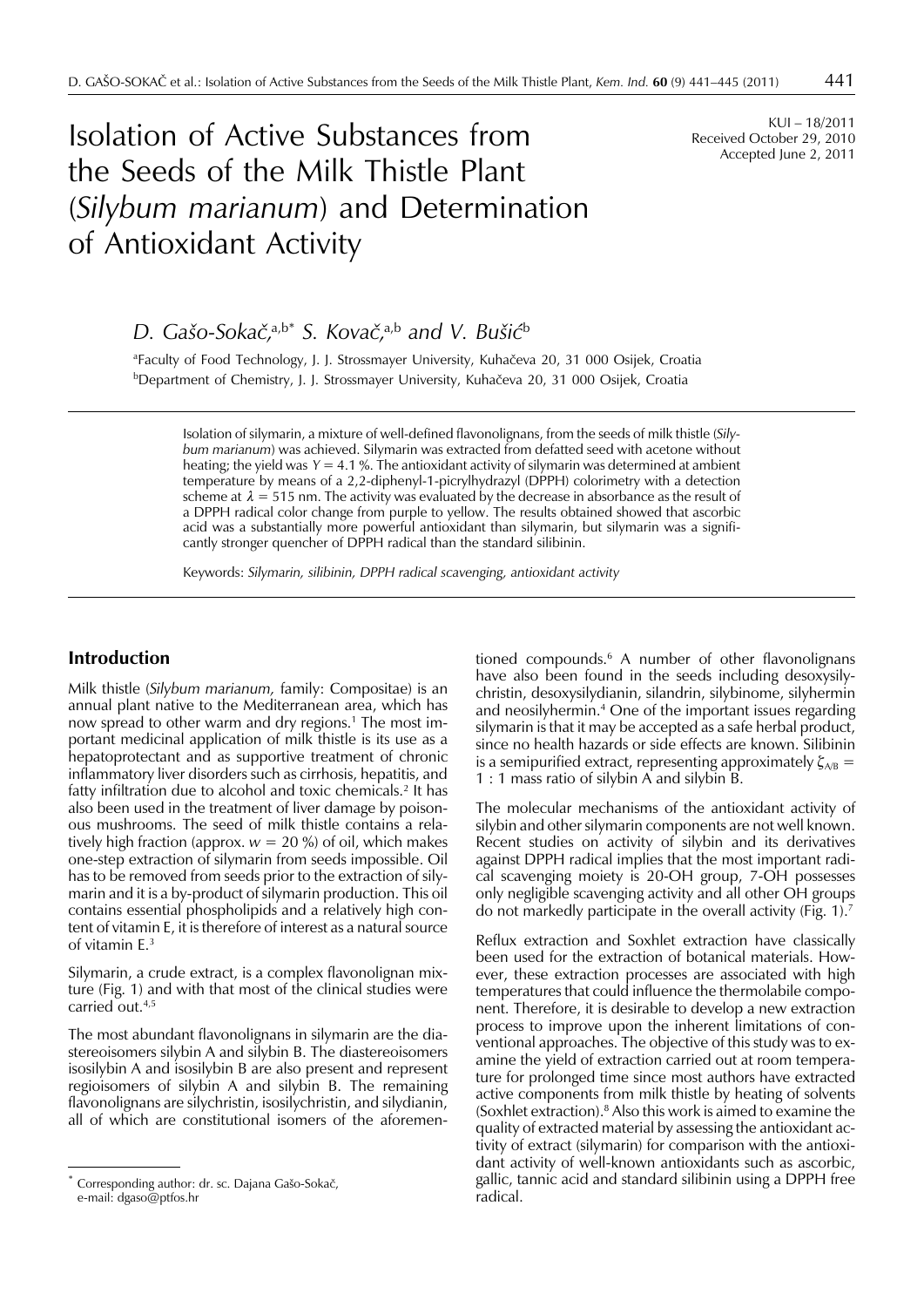KUI – 18/2011
Received October 29, 2010
Accepted June 2, 2011

# Isolation of Active Substances from the Seeds of the Milk Thistle Plant (*Silybum marianum*) and Determination of Antioxidant Activity

*D. Gašo-Sokač,*[a,b*] *S. Kovač,*[a,b] *and V. Bušić*[b]

[a]Faculty of Food Technology, J. J. Strossmayer University, Kuhačeva 20, 31 000 Osijek, Croatia
[b]Department of Chemistry, J. J. Strossmayer University, Kuhačeva 20, 31 000 Osijek, Croatia

Isolation of silymarin, a mixture of well-defined flavonolignans, from the seeds of milk thistle (*Silybum marianum*) was achieved. Silymarin was extracted from defatted seed with acetone without heating; the yield was $Y = 4.1$ %. The antioxidant activity of silymarin was determined at ambient temperature by means of a 2,2-diphenyl-1-picrylhydrazyl (DPPH) colorimetry with a detection scheme at $\lambda = 515$ nm. The activity was evaluated by the decrease in absorbance as the result of a DPPH radical color change from purple to yellow. The results obtained showed that ascorbic acid was a substantially more powerful antioxidant than silymarin, but silymarin was a significantly stronger quencher of DPPH radical than the standard silibinin.

Keywords: *Silymarin, silibinin, DPPH radical scavenging, antioxidant activity*

## Introduction

Milk thistle (*Silybum marianum,* family: Compositae) is an annual plant native to the Mediterranean area, which has now spread to other warm and dry regions.[1] The most important medicinal application of milk thistle is its use as a hepatoprotectant and as supportive treatment of chronic inflammatory liver disorders such as cirrhosis, hepatitis, and fatty infiltration due to alcohol and toxic chemicals.[2] It has also been used in the treatment of liver damage by poisonous mushrooms. The seed of milk thistle contains a relatively high fraction (approx. $w = 20$ %) of oil, which makes one-step extraction of silymarin from seeds impossible. Oil has to be removed from seeds prior to the extraction of silymarin and it is a by-product of silymarin production. This oil contains essential phospholipids and a relatively high content of vitamin E, it is therefore of interest as a natural source of vitamin E.[3]

Silymarin, a crude extract, is a complex flavonolignan mixture (Fig. 1) and with that most of the clinical studies were carried out.[4,5]

The most abundant flavonolignans in silymarin are the diastereoisomers silybin A and silybin B. The diastereoisomers isosilybin A and isosilybin B are also present and represent regioisomers of silybin A and silybin B. The remaining flavonolignans are silychristin, isosilychristin, and silydianin, all of which are constitutional isomers of the aforementioned compounds.[6] A number of other flavonolignans have also been found in the seeds including desoxysilychristin, desoxysilydianin, silandrin, silybinome, silyhermin and neosilyhermin.[4] One of the important issues regarding silymarin is that it may be accepted as a safe herbal product, since no health hazards or side effects are known. Silibinin is a semipurified extract, representing approximately $\zeta_{A/B} = 1 : 1$ mass ratio of silybin A and silybin B.

The molecular mechanisms of the antioxidant activity of silybin and other silymarin components are not well known. Recent studies on activity of silybin and its derivatives against DPPH radical implies that the most important radical scavenging moiety is 20-OH group, 7-OH possesses only negligible scavenging activity and all other OH groups do not markedly participate in the overall activity (Fig. 1).[7]

Reflux extraction and Soxhlet extraction have classically been used for the extraction of botanical materials. However, these extraction processes are associated with high temperatures that could influence the thermolabile component. Therefore, it is desirable to develop a new extraction process to improve upon the inherent limitations of conventional approaches. The objective of this study was to examine the yield of extraction carried out at room temperature for prolonged time since most authors have extracted active components from milk thistle by heating of solvents (Soxhlet extraction).[8] Also this work is aimed to examine the quality of extracted material by assessing the antioxidant activity of extract (silymarin) for comparison with the antioxidant activity of well-known antioxidants such as ascorbic, gallic, tannic acid and standard silibinin using a DPPH free radical.

[*] Corresponding author: dr. sc. Dajana Gašo-Sokač, e-mail: dgaso@ptfos.hr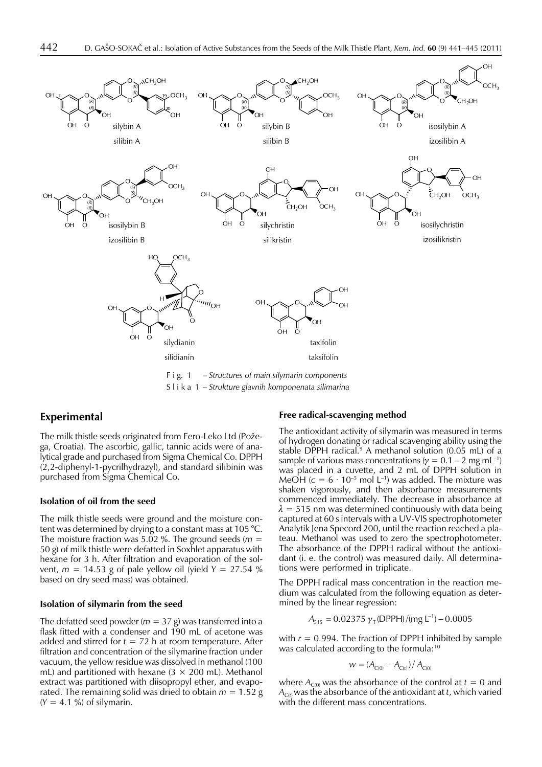F i g. 1 – *Structures of main silymarin components*

S l i k a 1 – *Strukture glavnih komponenata silimarina*

## Experimental

The milk thistle seeds originated from Fero-Leko Ltd (Požega, Croatia). The ascorbic, gallic, tannic acids were of analytical grade and purchased from Sigma Chemical Co. DPPH (2,2-diphenyl-1-pycrilhydrazyl), and standard silibinin was purchased from Sigma Chemical Co.

### Isolation of oil from the seed

The milk thistle seeds were ground and the moisture content was determined by drying to a constant mass at 105 °C. The moisture fraction was 5.02 %. The ground seeds ($m$ = 50 g) of milk thistle were defatted in Soxhlet apparatus with hexane for 3 h. After filtration and evaporation of the solvent, $m$ = 14.53 g of pale yellow oil (yield $Y$ = 27.54 % based on dry seed mass) was obtained.

### Isolation of silymarin from the seed

The defatted seed powder ($m$ = 37 g) was transferred into a flask fitted with a condenser and 190 mL of acetone was added and stirred for $t$ = 72 h at room temperature. After filtration and concentration of the silymarine fraction under vacuum, the yellow residue was dissolved in methanol (100 mL) and partitioned with hexane (3 × 200 mL). Methanol extract was partitioned with diisopropyl ether, and evaporated. The remaining solid was dried to obtain $m$ = 1.52 g ($Y$ = 4.1 %) of silymarin.

### Free radical-scavenging method

The antioxidant activity of silymarin was measured in terms of hydrogen donating or radical scavenging ability using the stable DPPH radical.[9] A methanol solution (0.05 mL) of a sample of various mass concentrations ($\gamma$ = 0.1 – 2 mg mL$^{-1}$) was placed in a cuvette, and 2 mL of DPPH solution in MeOH ($c = 6 \cdot 10^{-5}$ mol L$^{-1}$) was added. The mixture was shaken vigorously, and then absorbance measurements commenced immediately. The decrease in absorbance at $\lambda$ = 515 nm was determined continuously with data being captured at 60 s intervals with a UV-VIS spectrophotometer Analytik Jena Specord 200, until the reaction reached a plateau. Methanol was used to zero the spectrophotometer. The absorbance of the DPPH radical without the antioxidant (i. e. the control) was measured daily. All determinations were performed in triplicate.

The DPPH radical mass concentration in the reaction medium was calculated from the following equation as determined by the linear regression:

$$A_{515} = 0.02375\ \gamma_T(\text{DPPH})/(\text{mg L}^{-1}) - 0.0005$$

with $r$ = 0.994. The fraction of DPPH inhibited by sample was calculated according to the formula:[10]

$$w = (A_{C(0)} - A_{C(t)}) / A_{C(0)}$$

where $A_{C(0)}$ was the absorbance of the control at $t$ = 0 and $A_{C(t)}$ was the absorbance of the antioxidant at $t$, which varied with the different mass concentrations.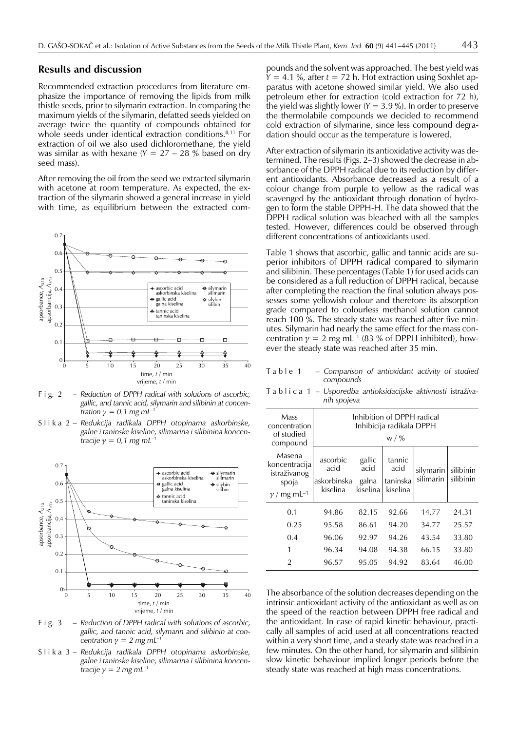## Results and discussion

Recommended extraction procedures from literature emphasize the importance of removing the lipids from milk thistle seeds, prior to silymarin extraction. In comparing the maximum yields of the silymarin, defatted seeds yielded on average twice the quantity of compounds obtained for whole seeds under identical extraction conditions.[8,11] For extraction of oil we also used dichloromethane, the yield was similar as with hexane ($Y$ = 27 – 28 % based on dry seed mass).

After removing the oil from the seed we extracted silymarin with acetone at room temperature. As expected, the extraction of the silymarin showed a general increase in yield with time, as equilibrium between the extracted compounds and the solvent was approached. The best yield was $Y$ = 4.1 %, after $t$ = 72 h. Hot extraction using Soxhlet apparatus with acetone showed similar yield. We also used petroleum ether for extraction (cold extraction for 72 h), the yield was slightly lower ($Y$ = 3.9 %). In order to preserve the thermolabile compounds we decided to recommend cold extraction of silymarine, since less compound degradation should occur as the temperature is lowered.

F i g. 2 – *Reduction of DPPH radical with solutions of ascorbic, gallic, and tannic acid, silymarin and silibinin at concentration $\gamma$ = 0.1 mg mL$^{-1}$*

S l i k a 2 – *Redukcija radikala DPPH otopinama askorbinske, galne i taninske kiseline, silimarina i silibinina koncentracije $\gamma$ = 0,1 mg mL$^{-1}$*

F i g. 3 – *Reduction of DPPH radical with solutions of ascorbic, gallic, and tannic acid, silymarin and silibinin at concentration $\gamma$ = 2 mg mL$^{-1}$*

S l i k a 3 – *Redukcija radikala DPPH otopinama askorbinske, galne i taninske kiseline, silimarina i silibinina koncentracije $\gamma$ = 2 mg mL$^{-1}$*

After extraction of silymarin its antioxidative activity was determined. The results (Figs. 2–3) showed the decrease in absorbance of the DPPH radical due to its reduction by different antioxidants. Absorbance decreased as a result of a colour change from purple to yellow as the radical was scavenged by the antioxidant through donation of hydrogen to form the stable DPPH-H. The data showed that the DPPH radical solution was bleached with all the samples tested. However, differences could be observed through different concentrations of antioxidants used.

Table 1 shows that ascorbic, gallic and tannic acids are superior inhibitors of DPPH radical compared to silymarin and silibinin. These percentages (Table 1) for used acids can be considered as a full reduction of DPPH radical, because after completing the reaction the final solution always possesses some yellowish colour and therefore its absorption grade compared to colourless methanol solution cannot reach 100 %. The steady state was reached after five minutes. Silymarin had nearly the same effect for the mass concentration $\gamma$ = 2 mg mL$^{-1}$ (83 % of DPPH inhibited), however the steady state was reached after 35 min.

T a b l e 1 – *Comparison of antioxidant activity of studied compounds*

T a b l i c a 1 – *Usporedba antioksidacijske aktivnosti* istraživanih spojeva

| Mass concentration of studied compound / Masena koncentracija istraživanog spoja $\gamma$ / mg mL$^{-1}$ | Inhibition of DPPH radical / Inhibicija radikala DPPH $w$ / % | | | | |
|---|---|---|---|---|---|
| | ascorbic acid / askorbinska kiselina | gallic acid / galna kiselina | tannic acid / taninska kiselina | silymarin / silimarin | silibinin / silibinin |
| 0.1 | 94.86 | 82.15 | 92.66 | 14.77 | 24.31 |
| 0.25 | 95.58 | 86.61 | 94.20 | 34.77 | 25.57 |
| 0.4 | 96.06 | 92.97 | 94.26 | 43.54 | 33.80 |
| 1 | 96.34 | 94.08 | 94.38 | 66.15 | 33.80 |
| 2 | 96.57 | 95.05 | 94.92 | 83.64 | 46.00 |

The absorbance of the solution decreases depending on the intrinsic antioxidant activity of the antioxidant as well as on the speed of the reaction between DPPH free radical and the antioxidant. In case of rapid kinetic behaviour, practically all samples of acid used at all concentrations reacted within a very short time, and a steady state was reached in a few minutes. On the other hand, for silymarin and silibinin slow kinetic behaviour implied longer periods before the steady state was reached at high mass concentrations.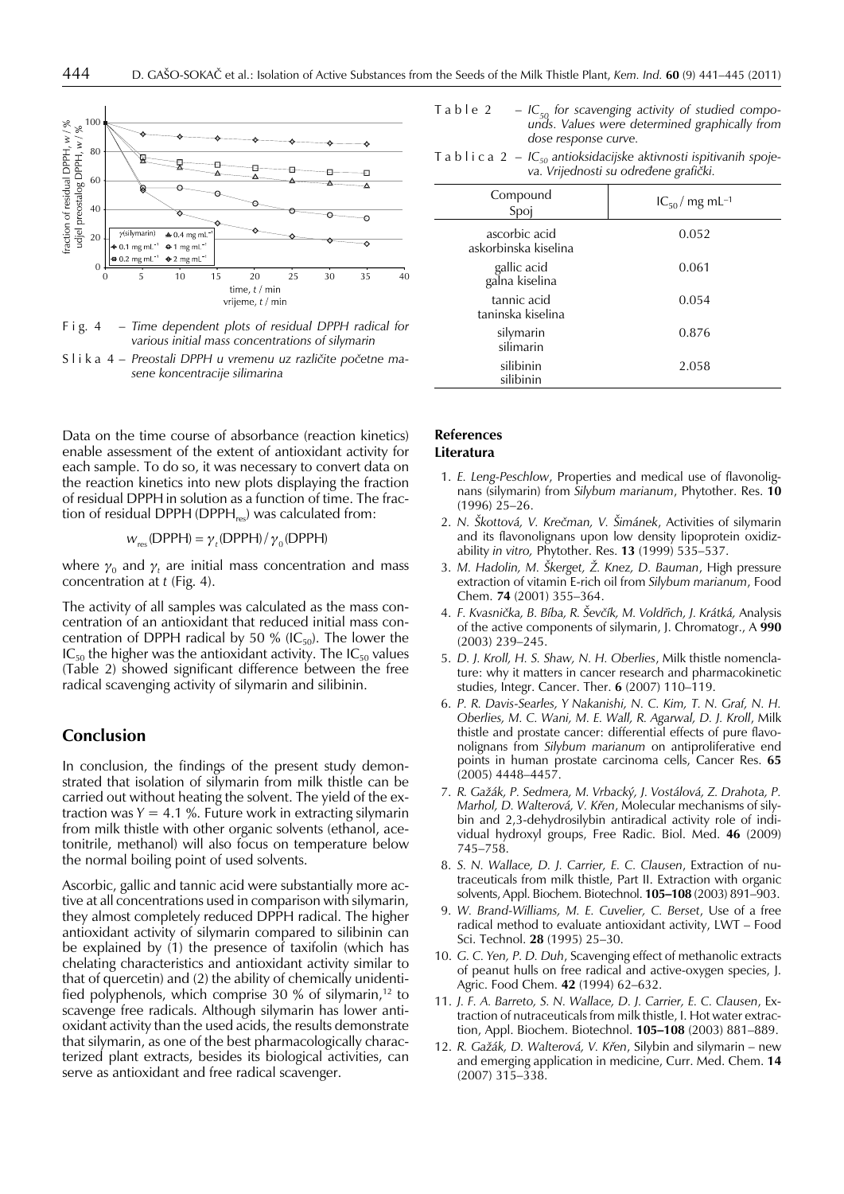Fig. 4 – *Time dependent plots of residual DPPH radical for various initial mass concentrations of silymarin*

Slika 4 – *Preostali DPPH u vremenu uz različite početne masene koncentracije silimarina*

Data on the time course of absorbance (reaction kinetics) enable assessment of the extent of antioxidant activity for each sample. To do so, it was necessary to convert data on the reaction kinetics into new plots displaying the fraction of residual DPPH in solution as a function of time. The fraction of residual DPPH ($DPPH_{res}$) was calculated from:

$$w_{res}(DPPH) = \gamma_t(DPPH)/\gamma_0(DPPH)$$

where $\gamma_0$ and $\gamma_t$ are initial mass concentration and mass concentration at $t$ (Fig. 4).

The activity of all samples was calculated as the mass concentration of an antioxidant that reduced initial mass concentration of DPPH radical by 50 % ($IC_{50}$). The lower the $IC_{50}$ the higher was the antioxidant activity. The $IC_{50}$ values (Table 2) showed significant difference between the free radical scavenging activity of silymarin and silibinin.

## Conclusion

In conclusion, the findings of the present study demonstrated that isolation of silymarin from milk thistle can be carried out without heating the solvent. The yield of the extraction was $Y = 4.1$ %. Future work in extracting silymarin from milk thistle with other organic solvents (ethanol, acetonitrile, methanol) will also focus on temperature below the normal boiling point of used solvents.

Ascorbic, gallic and tannic acid were substantially more active at all concentrations used in comparison with silymarin, they almost completely reduced DPPH radical. The higher antioxidant activity of silymarin compared to silibinin can be explained by (1) the presence of taxifolin (which has chelating characteristics and antioxidant activity similar to that of quercetin) and (2) the ability of chemically unidentified polyphenols, which comprise 30 % of silymarin,[12] to scavenge free radicals. Although silymarin has lower antioxidant activity than the used acids, the results demonstrate that silymarin, as one of the best pharmacologically characterized plant extracts, besides its biological activities, can serve as antioxidant and free radical scavenger.

Table 2 – *$IC_{50}$ for scavenging activity of studied compounds. Values were determined graphically from dose response curve.*

Tablica 2 – *$IC_{50}$ antioksidacijske aktivnosti ispitivanih spojeva. Vrijednosti su određene grafički.*

| Compound / Spoj | $IC_{50}$ / mg $mL^{-1}$ |
|---|---|
| ascorbic acid / askorbinska kiselina | 0.052 |
| gallic acid / galna kiselina | 0.061 |
| tannic acid / taninska kiselina | 0.054 |
| silymarin / silimarin | 0.876 |
| silibinin / silibinin | 2.058 |

## References
## Literatura

1. *E. Leng-Peschlow*, Properties and medical use of flavonolignans (silymarin) from *Silybum marianum*, Phytother. Res. **10** (1996) 25–26.
2. *N. Škottová, V. Krečman, V. Šimánek*, Activities of silymarin and its flavonolignans upon low density lipoprotein oxidizability *in vitro,* Phytother. Res. **13** (1999) 535–537.
3. *M. Hadolin, M. Škerget, Ž. Knez, D. Bauman*, High pressure extraction of vitamin E-rich oil from *Silybum marianum*, Food Chem. **74** (2001) 355–364.
4. *F. Kvasnička, B. Bíba, R. Ševčík, M. Voldřich, J. Krátká,* Analysis of the active components of silymarin, J. Chromatogr., A **990** (2003) 239–245.
5. *D. J. Kroll, H. S. Shaw, N. H. Oberlies*, Milk thistle nomenclature: why it matters in cancer research and pharmacokinetic studies, Integr. Cancer. Ther. **6** (2007) 110–119.
6. *P. R. Davis-Searles, Y Nakanishi, N. C. Kim, T. N. Graf, N. H. Oberlies, M. C. Wani, M. E. Wall, R. Agarwal, D. J. Kroll*, Milk thistle and prostate cancer: differential effects of pure flavonolignans from *Silybum marianum* on antiproliferative end points in human prostate carcinoma cells, Cancer Res. **65** (2005) 4448–4457.
7. *R. Gažák, P. Sedmera, M. Vrbacký, J. Vostálová, Z. Drahota, P. Marhol, D. Walterová, V. Křen*, Molecular mechanisms of silybin and 2,3-dehydrosilybin antiradical activity role of individual hydroxyl groups, Free Radic. Biol. Med. **46** (2009) 745–758.
8. *S. N. Wallace, D. J. Carrier, E. C. Clausen*, Extraction of nutraceuticals from milk thistle, Part II. Extraction with organic solvents, Appl. Biochem. Biotechnol. **105–108** (2003) 891–903.
9. *W. Brand-Williams, M. E. Cuvelier, C. Berset*, Use of a free radical method to evaluate antioxidant activity, LWT – Food Sci. Technol. **28** (1995) 25–30.
10. *G. C. Yen, P. D. Duh*, Scavenging effect of methanolic extracts of peanut hulls on free radical and active-oxygen species, J. Agric. Food Chem. **42** (1994) 62–632.
11. *J. F. A. Barreto, S. N. Wallace, D. J. Carrier, E. C. Clausen*, Extraction of nutraceuticals from milk thistle, I. Hot water extraction, Appl. Biochem. Biotechnol. **105–108** (2003) 881–889.
12. *R. Gažák, D. Walterová, V. Křen*, Silybin and silymarin – new and emerging application in medicine, Curr. Med. Chem. **14** (2007) 315–338.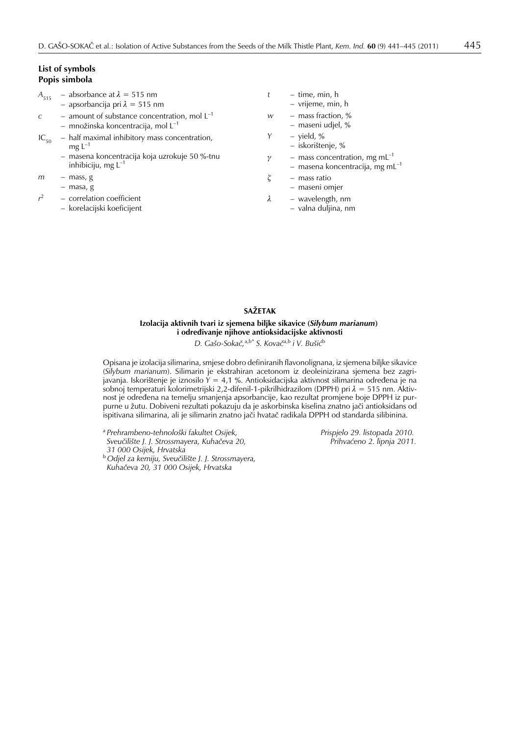## List of symbols
## Popis simbola

$A_{515}$ – absorbance at $\lambda$ = 515 nm
– apsorbancija pri $\lambda$ = 515 nm

$c$ – amount of substance concentration, mol $L^{-1}$
– množinska koncentracija, mol $L^{-1}$

$IC_{50}$ – half maximal inhibitory mass concentration, mg $L^{-1}$
– masena koncentracija koja uzrokuje 50 %-tnu inhibiciju, mg $L^{-1}$

$m$ – mass, g
– masa, g

$r^2$ – correlation coefficient
– korelacijski koeficijent

$t$ – time, min, h
– vrijeme, min, h

$w$ – mass fraction, %
– maseni udjel, %

$Y$ – yield, %
– iskorištenje, %

$\gamma$ – mass concentration, mg $mL^{-1}$
– masena koncentracija, mg $mL^{-1}$

$\zeta$ – mass ratio
– maseni omjer

$\lambda$ – wavelength, nm
– valna duljina, nm

## SAŽETAK

### Izolacija aktivnih tvari iz sjemena biljke sikavice (*Silybum marianum*) i određivanje njihove antioksidacijske aktivnosti

*D. Gašo-Sokač,*[a,b*] *S. Kovač*[a,b] *i V. Bušić*[b]

Opisana je izolacija silimarina, smjese dobro definiranih flavonolignana, iz sjemena biljke sikavice (*Silybum marianum*). Silimarin je ekstrahiran acetonom iz deoleinizirana sjemena bez zagrijavanja. Iskorištenje je iznosilo $Y$ = 4,1 %. Antioksidacijska aktivnost silimarina određena je na sobnoj temperaturi kolorimetrijski 2,2-difenil-1-pikrilhidrazilom (DPPH) pri $\lambda$ = 515 nm. Aktivnost je određena na temelju smanjenja apsorbancije, kao rezultat promjene boje DPPH iz purpurne u žutu. Dobiveni rezultati pokazuju da je askorbinska kiselina znatno jači antioksidans od ispitivana silimarina, ali je silimarin znatno jači hvatač radikala DPPH od standarda silibinina.

[a] *Prehrambeno-tehnološki fakultet Osijek, Sveučilište J. J. Strossmayera, Kuhačeva 20, 31 000 Osijek, Hrvatska*
[b] *Odjel za kemiju, Sveučilište J. J. Strossmayera, Kuhačeva 20, 31 000 Osijek, Hrvatska*

*Prispjelo 29. listopada 2010.*
*Prihvaćeno 2. lipnja 2011.*